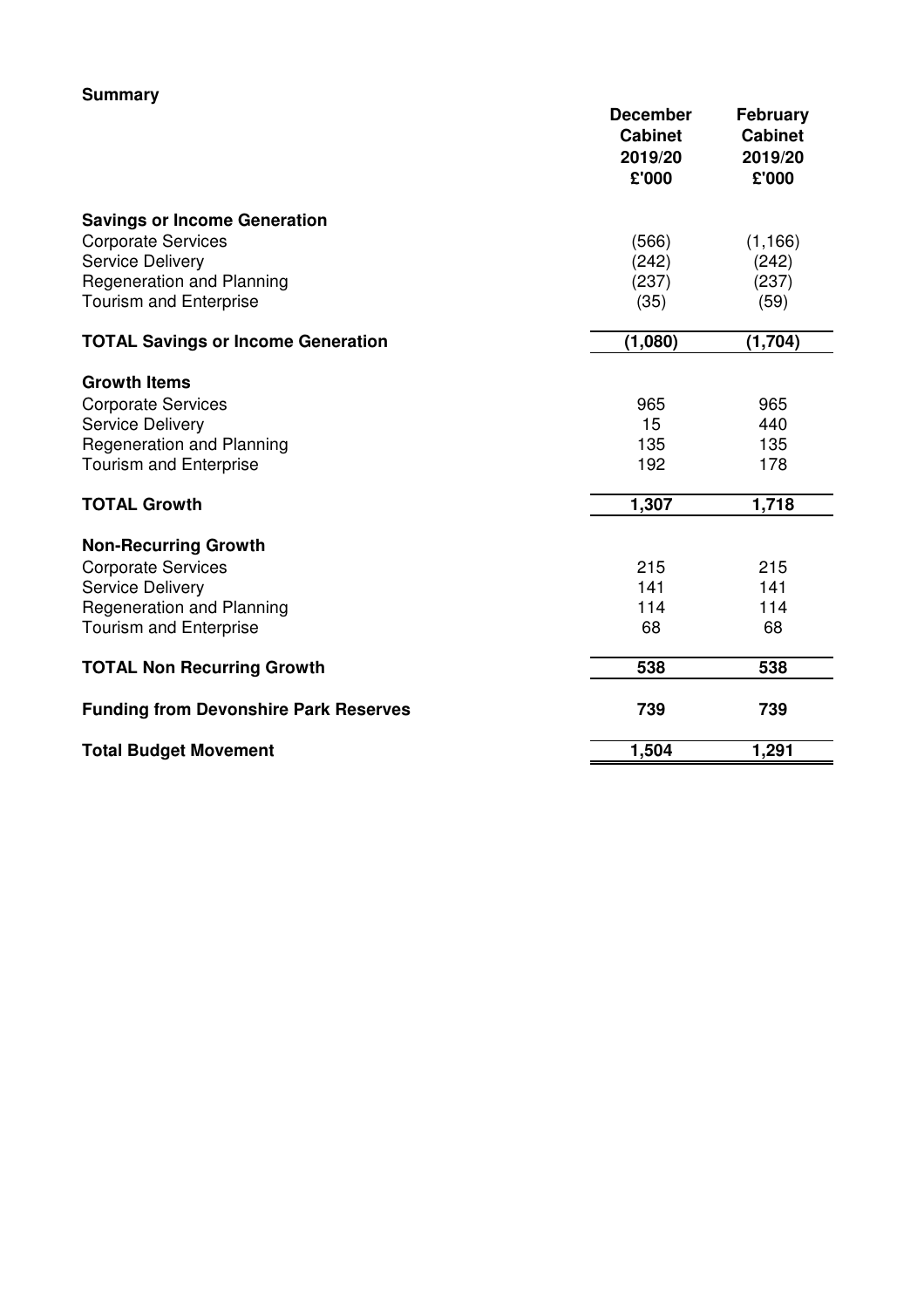**Summary**

| | December Cabinet 2019/20 £'000 | February Cabinet 2019/20 £'000 |
|---|---|---|
| **Savings or Income Generation** | | |
| Corporate Services | (566) | (1,166) |
| Service Delivery | (242) | (242) |
| Regeneration and Planning | (237) | (237) |
| Tourism and Enterprise | (35) | (59) |
| **TOTAL Savings or Income Generation** | **(1,080)** | **(1,704)** |
| **Growth Items** | | |
| Corporate Services | 965 | 965 |
| Service Delivery | 15 | 440 |
| Regeneration and Planning | 135 | 135 |
| Tourism and Enterprise | 192 | 178 |
| **TOTAL Growth** | **1,307** | **1,718** |
| **Non-Recurring Growth** | | |
| Corporate Services | 215 | 215 |
| Service Delivery | 141 | 141 |
| Regeneration and Planning | 114 | 114 |
| Tourism and Enterprise | 68 | 68 |
| **TOTAL Non Recurring Growth** | **538** | **538** |
| **Funding from Devonshire Park Reserves** | **739** | **739** |
| **Total Budget Movement** | **1,504** | **1,291** |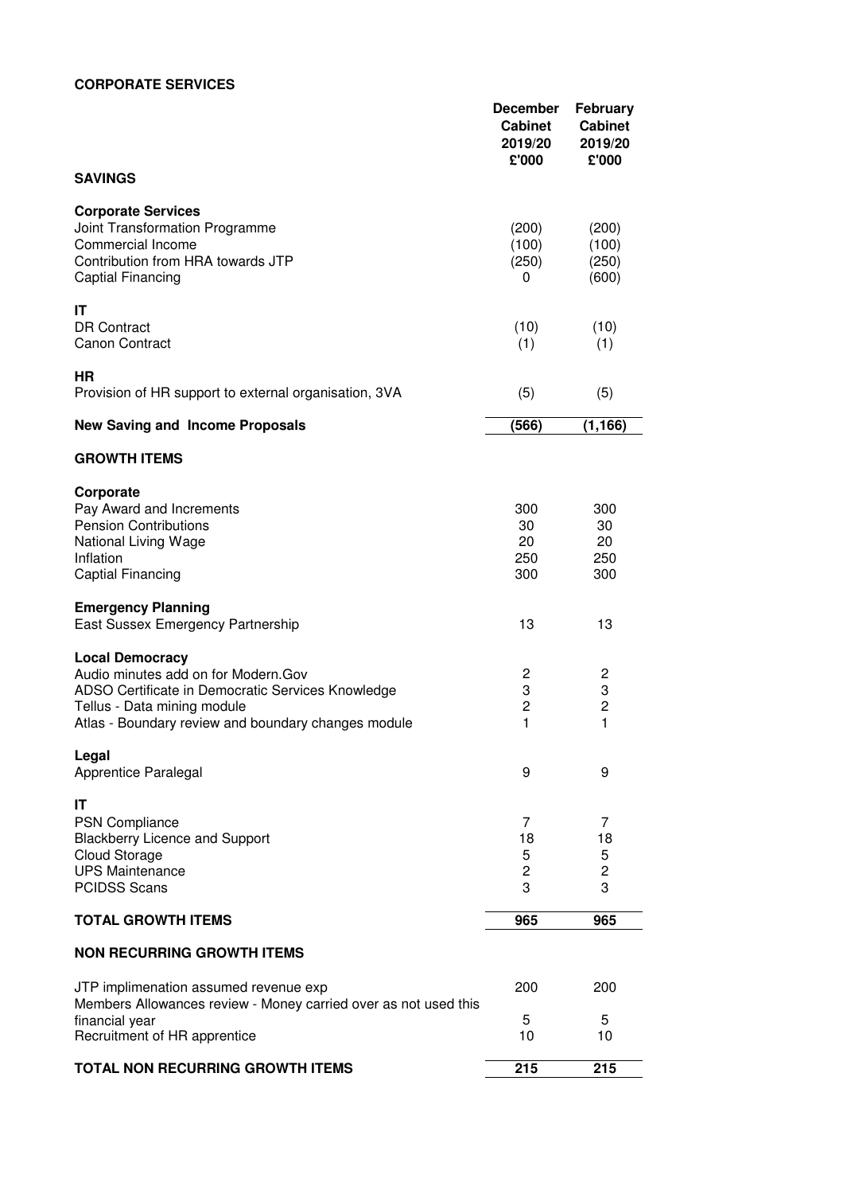**CORPORATE SERVICES**

| | December Cabinet 2019/20 £'000 | February Cabinet 2019/20 £'000 |
|---|---|---|
| **SAVINGS** | | |
| **Corporate Services** | | |
| Joint Transformation Programme | (200) | (200) |
| Commercial Income | (100) | (100) |
| Contribution from HRA towards JTP | (250) | (250) |
| Captial Financing | 0 | (600) |
| **IT** | | |
| DR Contract | (10) | (10) |
| Canon Contract | (1) | (1) |
| **HR** | | |
| Provision of HR support to external organisation, 3VA | (5) | (5) |
| **New Saving and Income Proposals** | **(566)** | **(1,166)** |
| **GROWTH ITEMS** | | |
| **Corporate** | | |
| Pay Award and Increments | 300 | 300 |
| Pension Contributions | 30 | 30 |
| National Living Wage | 20 | 20 |
| Inflation | 250 | 250 |
| Captial Financing | 300 | 300 |
| **Emergency Planning** | | |
| East Sussex Emergency Partnership | 13 | 13 |
| **Local Democracy** | | |
| Audio minutes add on for Modern.Gov | 2 | 2 |
| ADSO Certificate in Democratic Services Knowledge | 3 | 3 |
| Tellus - Data mining module | 2 | 2 |
| Atlas - Boundary review and boundary changes module | 1 | 1 |
| **Legal** | | |
| Apprentice Paralegal | 9 | 9 |
| **IT** | | |
| PSN Compliance | 7 | 7 |
| Blackberry Licence and Support | 18 | 18 |
| Cloud Storage | 5 | 5 |
| UPS Maintenance | 2 | 2 |
| PCIDSS Scans | 3 | 3 |
| **TOTAL GROWTH ITEMS** | **965** | **965** |
| **NON RECURRING GROWTH ITEMS** | | |
| JTP implimenation assumed revenue exp | 200 | 200 |
| Members Allowances review - Money carried over as not used this financial year | 5 | 5 |
| Recruitment of HR apprentice | 10 | 10 |
| **TOTAL NON RECURRING GROWTH ITEMS** | **215** | **215** |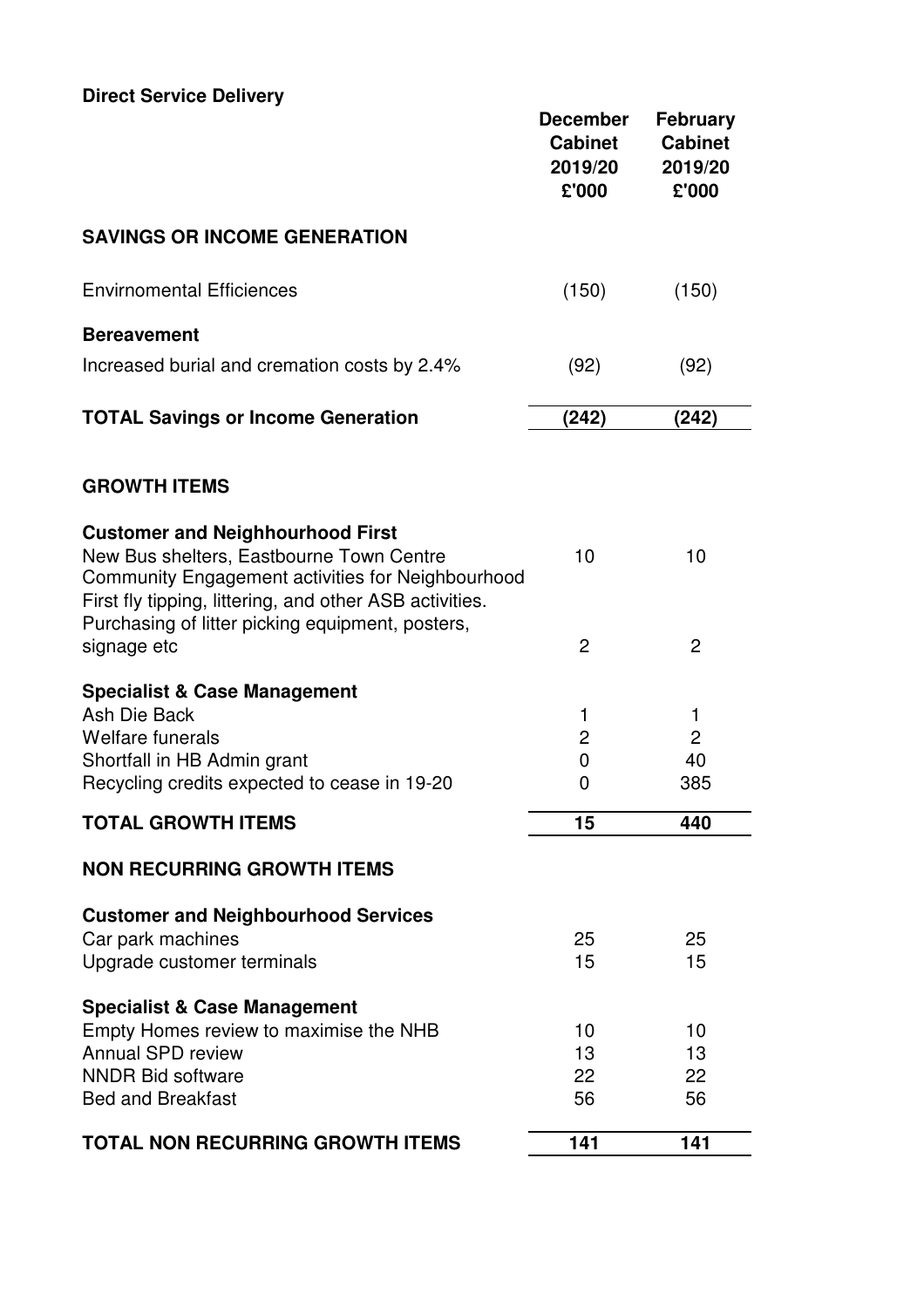**Direct Service Delivery**

| | December Cabinet 2019/20 £'000 | February Cabinet 2019/20 £'000 |
|---|---|---|
| **SAVINGS OR INCOME GENERATION** | | |
| Envirnomental Efficiences | (150) | (150) |
| **Bereavement** | | |
| Increased burial and cremation costs by 2.4% | (92) | (92) |
| **TOTAL Savings or Income Generation** | **(242)** | **(242)** |
| **GROWTH ITEMS** | | |
| **Customer and Neighhourhood First** | | |
| New Bus shelters, Eastbourne Town Centre | 10 | 10 |
| Community Engagement activities for Neighbourhood First fly tipping, littering, and other ASB activities. Purchasing of litter picking equipment, posters, signage etc | 2 | 2 |
| **Specialist & Case Management** | | |
| Ash Die Back | 1 | 1 |
| Welfare funerals | 2 | 2 |
| Shortfall in HB Admin grant | 0 | 40 |
| Recycling credits expected to cease in 19-20 | 0 | 385 |
| **TOTAL GROWTH ITEMS** | **15** | **440** |
| **NON RECURRING GROWTH ITEMS** | | |
| **Customer and Neighbourhood Services** | | |
| Car park machines | 25 | 25 |
| Upgrade customer terminals | 15 | 15 |
| **Specialist & Case Management** | | |
| Empty Homes review to maximise the NHB | 10 | 10 |
| Annual SPD review | 13 | 13 |
| NNDR Bid software | 22 | 22 |
| Bed and Breakfast | 56 | 56 |
| **TOTAL NON RECURRING GROWTH ITEMS** | **141** | **141** |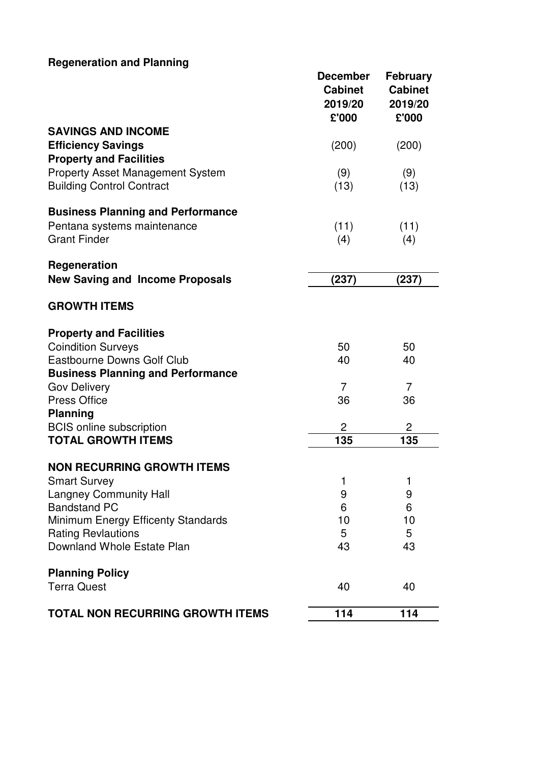**Regeneration and Planning**

| | December Cabinet 2019/20 £'000 | February Cabinet 2019/20 £'000 |
|---|---|---|
| **SAVINGS AND INCOME** | | |
| **Efficiency Savings** | (200) | (200) |
| **Property and Facilities** | | |
| Property Asset Management System | (9) | (9) |
| Building Control Contract | (13) | (13) |
| | | |
| **Business Planning and Performance** | | |
| Pentana systems maintenance | (11) | (11) |
| Grant Finder | (4) | (4) |
| | | |
| **Regeneration** | | |
| **New Saving and Income Proposals** | **(237)** | **(237)** |
| | | |
| **GROWTH ITEMS** | | |
| | | |
| **Property and Facilities** | | |
| Coindition Surveys | 50 | 50 |
| Eastbourne Downs Golf Club | 40 | 40 |
| **Business Planning and Performance** | | |
| Gov Delivery | 7 | 7 |
| Press Office | 36 | 36 |
| **Planning** | | |
| BCIS online subscription | 2 | 2 |
| **TOTAL GROWTH ITEMS** | **135** | **135** |
| | | |
| **NON RECURRING GROWTH ITEMS** | | |
| Smart Survey | 1 | 1 |
| Langney Community Hall | 9 | 9 |
| Bandstand PC | 6 | 6 |
| Minimum Energy Efficenty Standards | 10 | 10 |
| Rating Revlautions | 5 | 5 |
| Downland Whole Estate Plan | 43 | 43 |
| | | |
| **Planning Policy** | | |
| Terra Quest | 40 | 40 |
| | | |
| **TOTAL NON RECURRING GROWTH ITEMS** | **114** | **114** |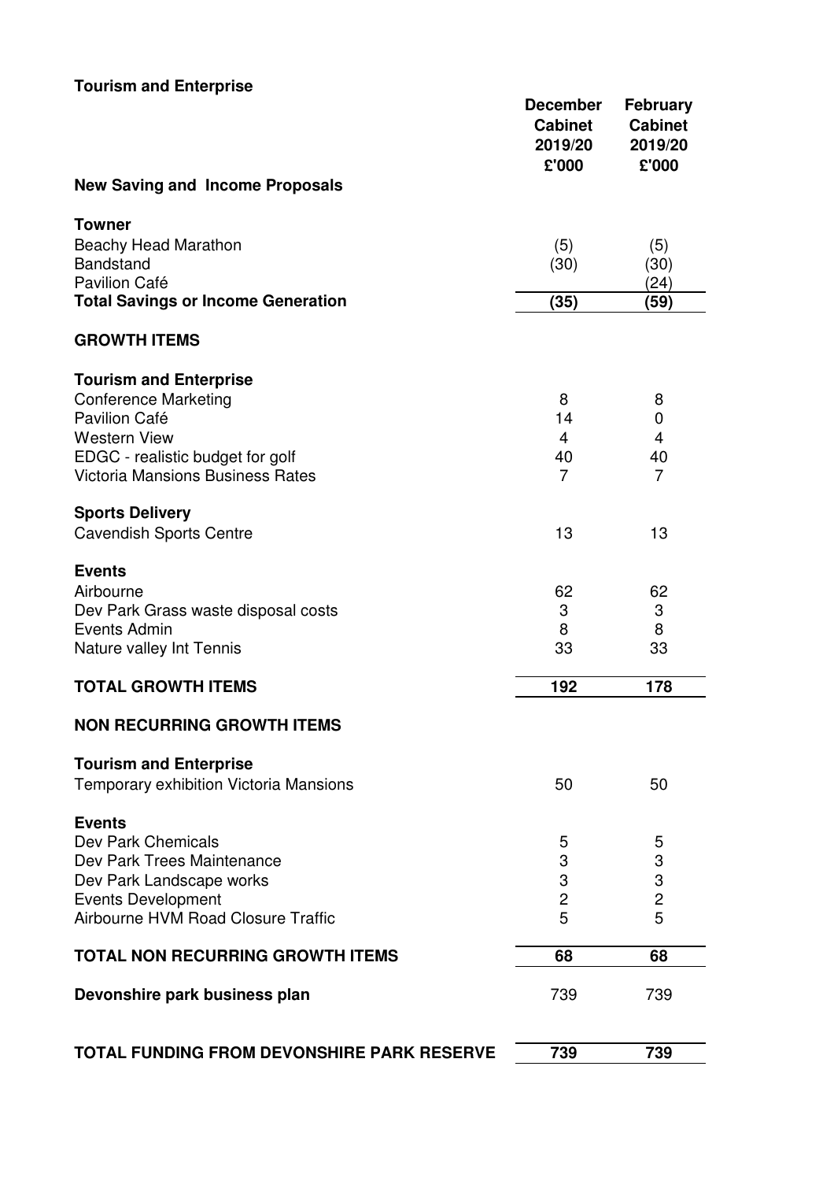**Tourism and Enterprise**

| | December Cabinet 2019/20 £'000 | February Cabinet 2019/20 £'000 |
|---|---|---|
| **New Saving and Income Proposals** | | |
| | | |
| **Towner** | | |
| Beachy Head Marathon | (5) | (5) |
| Bandstand | (30) | (30) |
| Pavilion Café | | (24) |
| **Total Savings or Income Generation** | **(35)** | **(59)** |
| | | |
| **GROWTH ITEMS** | | |
| | | |
| **Tourism and Enterprise** | | |
| Conference Marketing | 8 | 8 |
| Pavilion Café | 14 | 0 |
| Western View | 4 | 4 |
| EDGC - realistic budget for golf | 40 | 40 |
| Victoria Mansions Business Rates | 7 | 7 |
| | | |
| **Sports Delivery** | | |
| Cavendish Sports Centre | 13 | 13 |
| | | |
| **Events** | | |
| Airbourne | 62 | 62 |
| Dev Park Grass waste disposal costs | 3 | 3 |
| Events Admin | 8 | 8 |
| Nature valley Int Tennis | 33 | 33 |
| | | |
| **TOTAL GROWTH ITEMS** | **192** | **178** |
| | | |
| **NON RECURRING GROWTH ITEMS** | | |
| | | |
| **Tourism and Enterprise** | | |
| Temporary exhibition Victoria Mansions | 50 | 50 |
| | | |
| **Events** | | |
| Dev Park Chemicals | 5 | 5 |
| Dev Park Trees Maintenance | 3 | 3 |
| Dev Park Landscape works | 3 | 3 |
| Events Development | 2 | 2 |
| Airbourne HVM Road Closure Traffic | 5 | 5 |
| | | |
| **TOTAL NON RECURRING GROWTH ITEMS** | **68** | **68** |
| | | |
| **Devonshire park business plan** | 739 | 739 |
| | | |
| **TOTAL FUNDING FROM DEVONSHIRE PARK RESERVE** | **739** | **739** |